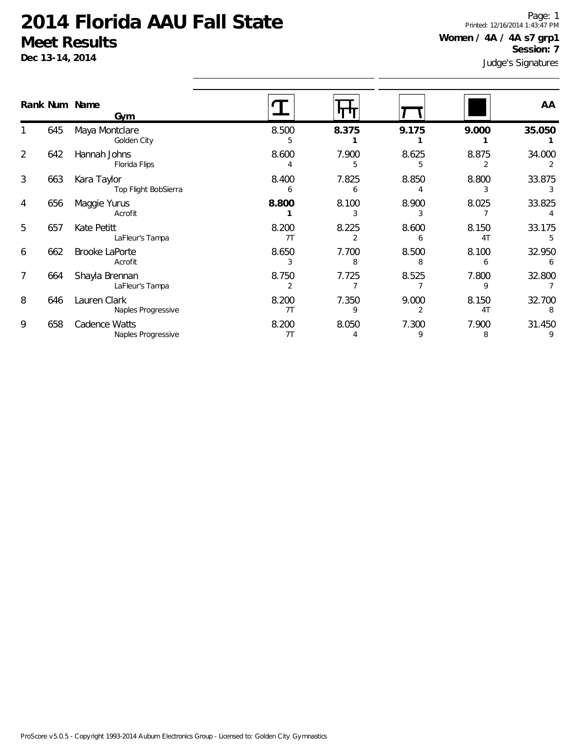# 2014 Florida AAU Fall State

## Meet Results

**Dec 13-14, 2014**

Page: 1
Printed: 12/16/2014 1:43:47 PM

**Women / 4A / 4A s7 grp1**
**Session: 7**

Judge's Signatures

| Rank | Num | Name / Gym | Vault | Bars | Beam | Floor | AA |
|---|---|---|---|---|---|---|---|
| 1 | 645 | Maya Montclare<br>Golden City | 8.500<br>5 | **8.375**<br>**1** | **9.175**<br>**1** | **9.000**<br>**1** | **35.050**<br>**1** |
| 2 | 642 | Hannah Johns<br>Florida Flips | 8.600<br>4 | 7.900<br>5 | 8.625<br>5 | 8.875<br>2 | 34.000<br>2 |
| 3 | 663 | Kara Taylor<br>Top Flight BobSierra | 8.400<br>6 | 7.825<br>6 | 8.850<br>4 | 8.800<br>3 | 33.875<br>3 |
| 4 | 656 | Maggie Yurus<br>Acrofit | **8.800**<br>**1** | 8.100<br>3 | 8.900<br>3 | 8.025<br>7 | 33.825<br>4 |
| 5 | 657 | Kate Petitt<br>LaFleur's Tampa | 8.200<br>7T | 8.225<br>2 | 8.600<br>6 | 8.150<br>4T | 33.175<br>5 |
| 6 | 662 | Brooke LaPorte<br>Acrofit | 8.650<br>3 | 7.700<br>8 | 8.500<br>8 | 8.100<br>6 | 32.950<br>6 |
| 7 | 664 | Shayla Brennan<br>LaFleur's Tampa | 8.750<br>2 | 7.725<br>7 | 8.525<br>7 | 7.800<br>9 | 32.800<br>7 |
| 8 | 646 | Lauren Clark<br>Naples Progressive | 8.200<br>7T | 7.350<br>9 | 9.000<br>2 | 8.150<br>4T | 32.700<br>8 |
| 9 | 658 | Cadence Watts<br>Naples Progressive | 8.200<br>7T | 8.050<br>4 | 7.300<br>9 | 7.900<br>8 | 31.450<br>9 |

ProScore v5.0.5 - Copyright 1993-2014 Auburn Electronics Group - Licensed to: Golden City Gymnastics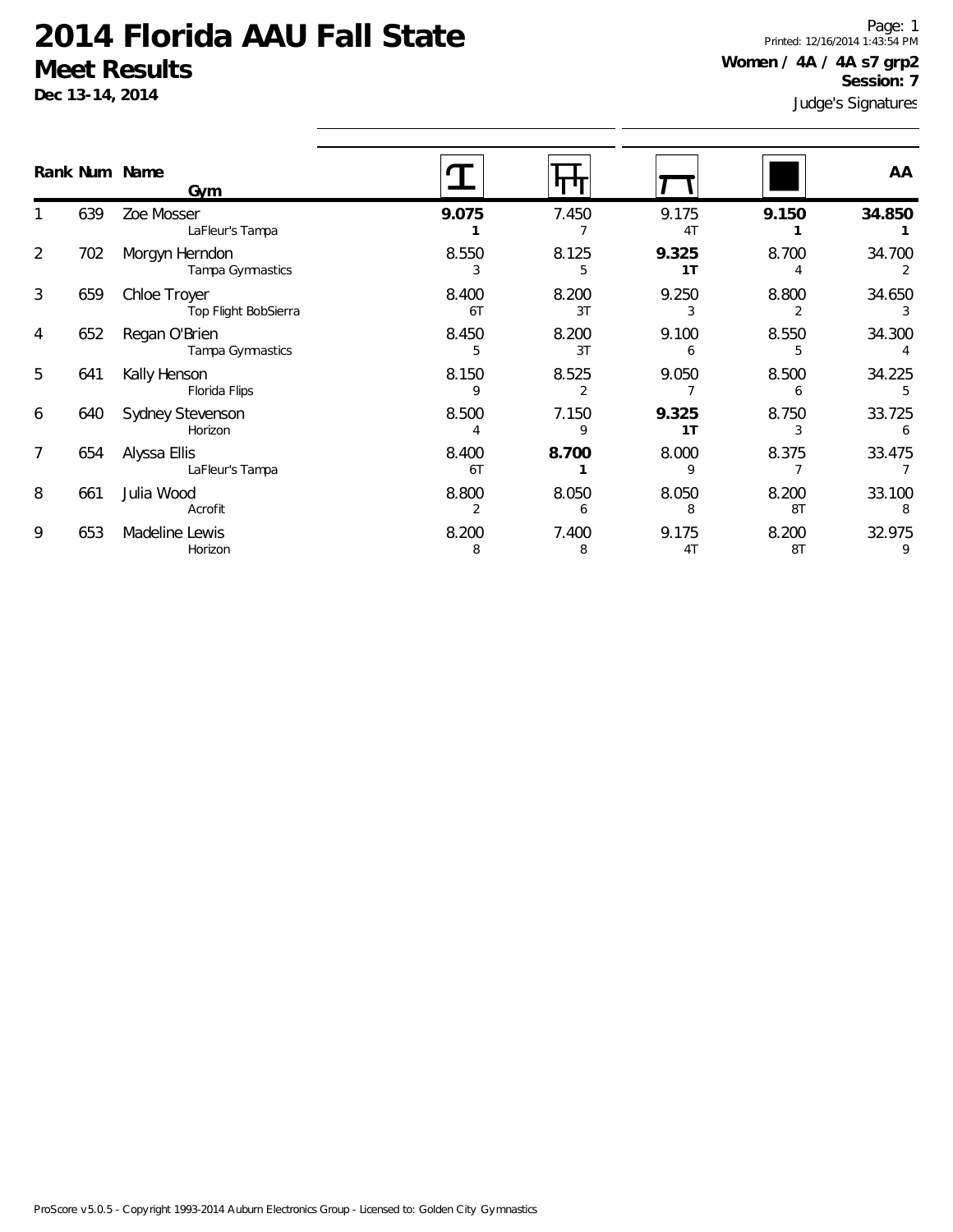# 2014 Florida AAU Fall State

## Meet Results

**Dec 13-14, 2014**

Page: 1
Printed: 12/16/2014 1:43:54 PM

**Women / 4A / 4A s7 grp2**
**Session: 7**

Judge's Signatures

| Rank | Num | Name / Gym | Vault | Bars | Beam | Floor | AA |
|---|---|---|---|---|---|---|---|
| 1 | 639 | Zoe Mosser<br>LaFleur's Tampa | **9.075**<br>**1** | 7.450<br>7 | 9.175<br>4T | **9.150**<br>**1** | **34.850**<br>**1** |
| 2 | 702 | Morgyn Herndon<br>Tampa Gymnastics | 8.550<br>3 | 8.125<br>5 | **9.325**<br>**1T** | 8.700<br>4 | 34.700<br>2 |
| 3 | 659 | Chloe Troyer<br>Top Flight BobSierra | 8.400<br>6T | 8.200<br>3T | 9.250<br>3 | 8.800<br>2 | 34.650<br>3 |
| 4 | 652 | Regan O'Brien<br>Tampa Gymnastics | 8.450<br>5 | 8.200<br>3T | 9.100<br>6 | 8.550<br>5 | 34.300<br>4 |
| 5 | 641 | Kally Henson<br>Florida Flips | 8.150<br>9 | 8.525<br>2 | 9.050<br>7 | 8.500<br>6 | 34.225<br>5 |
| 6 | 640 | Sydney Stevenson<br>Horizon | 8.500<br>4 | 7.150<br>9 | **9.325**<br>**1T** | 8.750<br>3 | 33.725<br>6 |
| 7 | 654 | Alyssa Ellis<br>LaFleur's Tampa | 8.400<br>6T | **8.700**<br>**1** | 8.000<br>9 | 8.375<br>7 | 33.475<br>7 |
| 8 | 661 | Julia Wood<br>Acrofit | 8.800<br>2 | 8.050<br>6 | 8.050<br>8 | 8.200<br>8T | 33.100<br>8 |
| 9 | 653 | Madeline Lewis<br>Horizon | 8.200<br>8 | 7.400<br>8 | 9.175<br>4T | 8.200<br>8T | 32.975<br>9 |

ProScore v5.0.5 - Copyright 1993-2014 Auburn Electronics Group - Licensed to: Golden City Gymnastics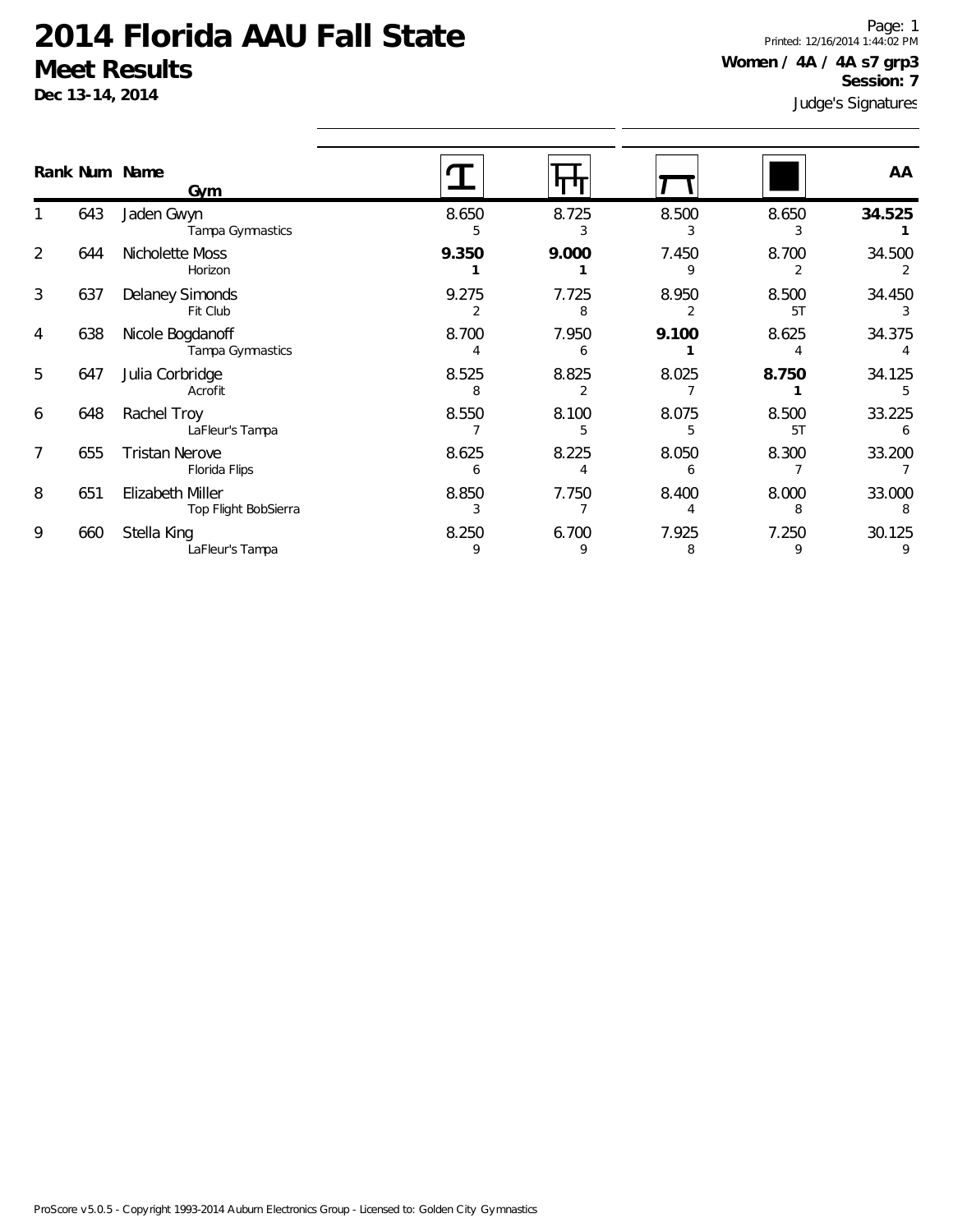# 2014 Florida AAU Fall State

## Meet Results

**Dec 13-14, 2014**

Printed: 12/16/2014 1:44:02 PM

**Women / 4A / 4A s7 grp3**

**Session: 7**

Judge's Signatures

| Rank | Num | Name / Gym | Vault | Bars | Beam | Floor | AA |
|---|---|---|---|---|---|---|---|
| 1 | 643 | Jaden Gwyn<br>Tampa Gymnastics | 8.650<br>5 | 8.725<br>3 | 8.500<br>3 | 8.650<br>3 | **34.525**<br>**1** |
| 2 | 644 | Nicholette Moss<br>Horizon | **9.350**<br>**1** | **9.000**<br>**1** | 7.450<br>9 | 8.700<br>2 | 34.500<br>2 |
| 3 | 637 | Delaney Simonds<br>Fit Club | 9.275<br>2 | 7.725<br>8 | 8.950<br>2 | 8.500<br>5T | 34.450<br>3 |
| 4 | 638 | Nicole Bogdanoff<br>Tampa Gymnastics | 8.700<br>4 | 7.950<br>6 | **9.100**<br>**1** | 8.625<br>4 | 34.375<br>4 |
| 5 | 647 | Julia Corbridge<br>Acrofit | 8.525<br>8 | 8.825<br>2 | 8.025<br>7 | **8.750**<br>**1** | 34.125<br>5 |
| 6 | 648 | Rachel Troy<br>LaFleur's Tampa | 8.550<br>7 | 8.100<br>5 | 8.075<br>5 | 8.500<br>5T | 33.225<br>6 |
| 7 | 655 | Tristan Nerove<br>Florida Flips | 8.625<br>6 | 8.225<br>4 | 8.050<br>6 | 8.300<br>7 | 33.200<br>7 |
| 8 | 651 | Elizabeth Miller<br>Top Flight BobSierra | 8.850<br>3 | 7.750<br>7 | 8.400<br>4 | 8.000<br>8 | 33.000<br>8 |
| 9 | 660 | Stella King<br>LaFleur's Tampa | 8.250<br>9 | 6.700<br>9 | 7.925<br>8 | 7.250<br>9 | 30.125<br>9 |

ProScore v5.0.5 - Copyright 1993-2014 Auburn Electronics Group - Licensed to: Golden City Gymnastics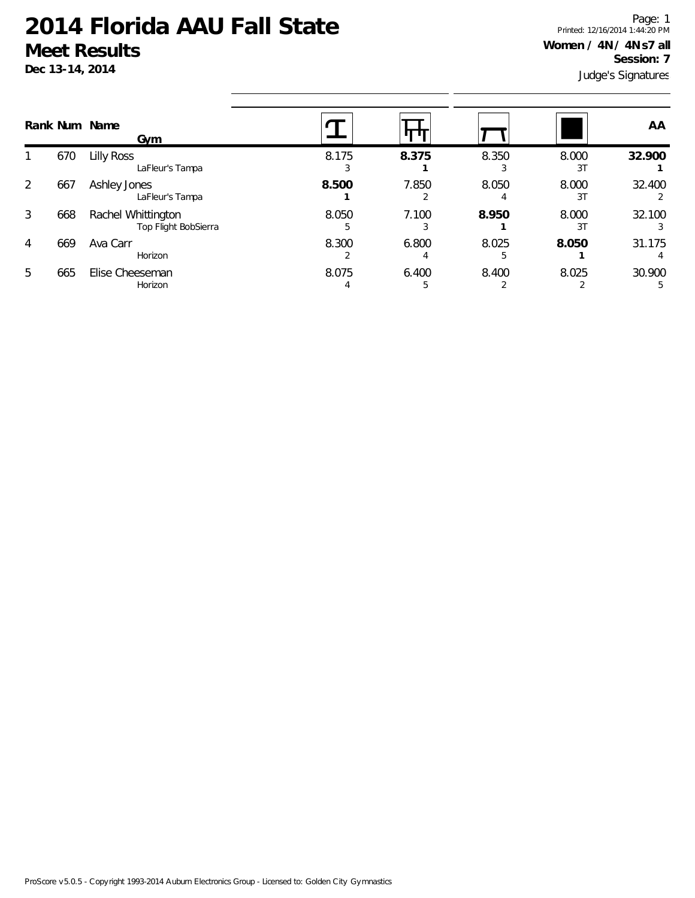# 2014 Florida AAU Fall State

## Meet Results

**Dec 13-14, 2014**

Page: 1
Printed: 12/16/2014 1:44:20 PM

**Women / 4N / 4N s7 all**
**Session: 7**
Judge's Signatures

| Rank | Num | Name / Gym | Vault | Bars | Beam | Floor | AA |
|---|---|---|---|---|---|---|---|
| 1 | 670 | Lilly Ross<br>LaFleur's Tampa | 8.175<br>3 | **8.375**<br>**1** | 8.350<br>3 | 8.000<br>3T | **32.900**<br>**1** |
| 2 | 667 | Ashley Jones<br>LaFleur's Tampa | **8.500**<br>**1** | 7.850<br>2 | 8.050<br>4 | 8.000<br>3T | 32.400<br>2 |
| 3 | 668 | Rachel Whittington<br>Top Flight BobSierra | 8.050<br>5 | 7.100<br>3 | **8.950**<br>**1** | 8.000<br>3T | 32.100<br>3 |
| 4 | 669 | Ava Carr<br>Horizon | 8.300<br>2 | 6.800<br>4 | 8.025<br>5 | **8.050**<br>**1** | 31.175<br>4 |
| 5 | 665 | Elise Cheeseman<br>Horizon | 8.075<br>4 | 6.400<br>5 | 8.400<br>2 | 8.025<br>2 | 30.900<br>5 |

ProScore v5.0.5 - Copyright 1993-2014 Auburn Electronics Group - Licensed to: Golden City Gymnastics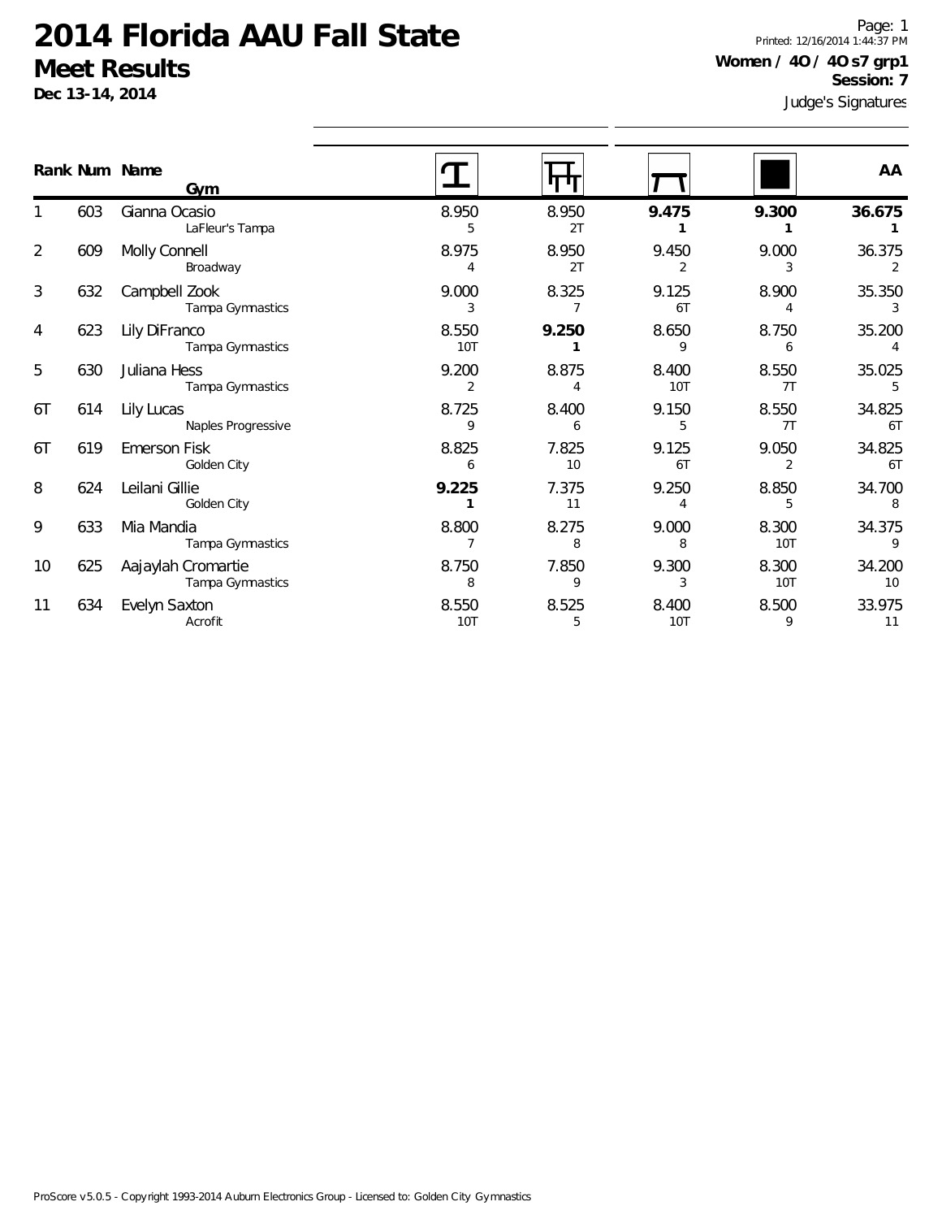# 2014 Florida AAU Fall State

## Meet Results

**Dec 13-14, 2014**

Printed: 12/16/2014 1:44:37 PM

**Women / 4O / 4O s7 grp1**

**Session: 7**

Judge's Signatures

| Rank | Num | Name / Gym | Vault | Bars | Beam | Floor | AA |
|---|---|---|---|---|---|---|---|
| 1 | 603 | Gianna Ocasio<br>LaFleur's Tampa | 8.950<br>5 | 8.950<br>2T | **9.475**<br>**1** | **9.300**<br>**1** | **36.675**<br>**1** |
| 2 | 609 | Molly Connell<br>Broadway | 8.975<br>4 | 8.950<br>2T | 9.450<br>2 | 9.000<br>3 | 36.375<br>2 |
| 3 | 632 | Campbell Zook<br>Tampa Gymnastics | 9.000<br>3 | 8.325<br>7 | 9.125<br>6T | 8.900<br>4 | 35.350<br>3 |
| 4 | 623 | Lily DiFranco<br>Tampa Gymnastics | 8.550<br>10T | **9.250**<br>**1** | 8.650<br>9 | 8.750<br>6 | 35.200<br>4 |
| 5 | 630 | Juliana Hess<br>Tampa Gymnastics | 9.200<br>2 | 8.875<br>4 | 8.400<br>10T | 8.550<br>7T | 35.025<br>5 |
| 6T | 614 | Lily Lucas<br>Naples Progressive | 8.725<br>9 | 8.400<br>6 | 9.150<br>5 | 8.550<br>7T | 34.825<br>6T |
| 6T | 619 | Emerson Fisk<br>Golden City | 8.825<br>6 | 7.825<br>10 | 9.125<br>6T | 9.050<br>2 | 34.825<br>6T |
| 8 | 624 | Leilani Gillie<br>Golden City | **9.225**<br>**1** | 7.375<br>11 | 9.250<br>4 | 8.850<br>5 | 34.700<br>8 |
| 9 | 633 | Mia Mandia<br>Tampa Gymnastics | 8.800<br>7 | 8.275<br>8 | 9.000<br>8 | 8.300<br>10T | 34.375<br>9 |
| 10 | 625 | Aajaylah Cromartie<br>Tampa Gymnastics | 8.750<br>8 | 7.850<br>9 | 9.300<br>3 | 8.300<br>10T | 34.200<br>10 |
| 11 | 634 | Evelyn Saxton<br>Acrofit | 8.550<br>10T | 8.525<br>5 | 8.400<br>10T | 8.500<br>9 | 33.975<br>11 |

ProScore v5.0.5 - Copyright 1993-2014 Auburn Electronics Group - Licensed to: Golden City Gymnastics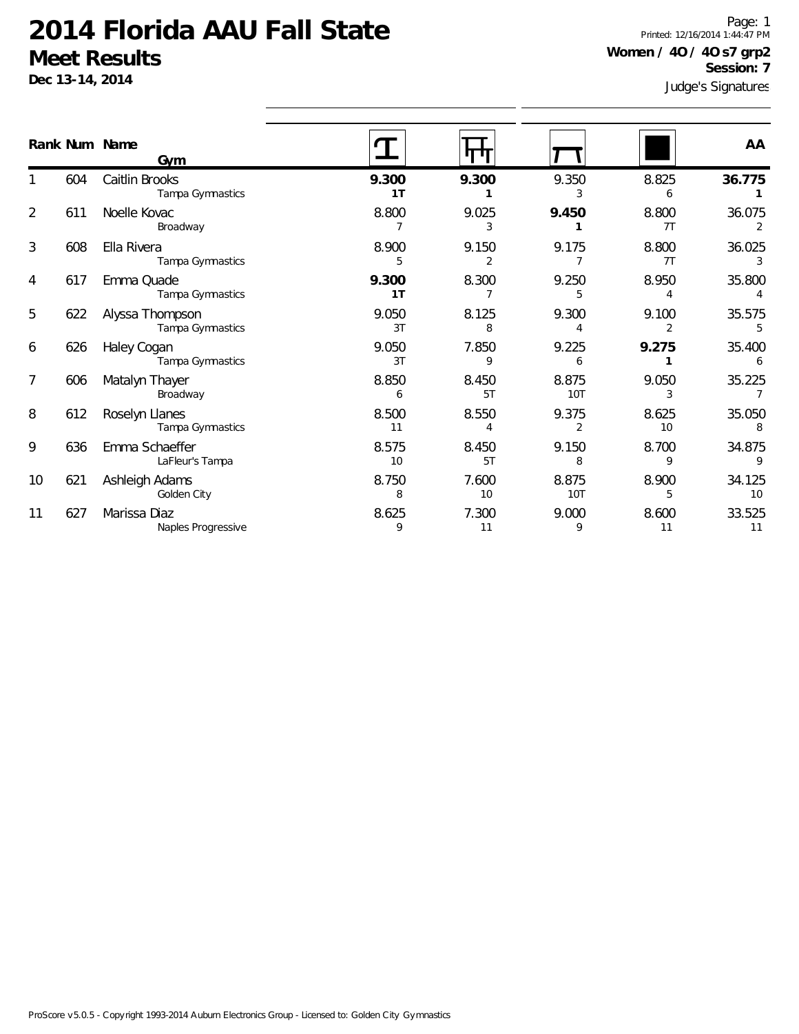# 2014 Florida AAU Fall State

## Meet Results

**Dec 13-14, 2014**

Page: 1
Printed: 12/16/2014 1:44:47 PM

**Women / 4O / 4O s7 grp2**
**Session: 7**
Judge's Signatures

| Rank | Num | Name / Gym | Vault | Bars | Beam | Floor | AA |
|---|---|---|---|---|---|---|---|
| 1 | 604 | Caitlin Brooks<br>Tampa Gymnastics | **9.300**<br>**1T** | **9.300**<br>**1** | 9.350<br>3 | 8.825<br>6 | **36.775**<br>**1** |
| 2 | 611 | Noelle Kovac<br>Broadway | 8.800<br>7 | 9.025<br>3 | **9.450**<br>**1** | 8.800<br>7T | 36.075<br>2 |
| 3 | 608 | Ella Rivera<br>Tampa Gymnastics | 8.900<br>5 | 9.150<br>2 | 9.175<br>7 | 8.800<br>7T | 36.025<br>3 |
| 4 | 617 | Emma Quade<br>Tampa Gymnastics | **9.300**<br>**1T** | 8.300<br>7 | 9.250<br>5 | 8.950<br>4 | 35.800<br>4 |
| 5 | 622 | Alyssa Thompson<br>Tampa Gymnastics | 9.050<br>3T | 8.125<br>8 | 9.300<br>4 | 9.100<br>2 | 35.575<br>5 |
| 6 | 626 | Haley Cogan<br>Tampa Gymnastics | 9.050<br>3T | 7.850<br>9 | 9.225<br>6 | **9.275**<br>**1** | 35.400<br>6 |
| 7 | 606 | Matalyn Thayer<br>Broadway | 8.850<br>6 | 8.450<br>5T | 8.875<br>10T | 9.050<br>3 | 35.225<br>7 |
| 8 | 612 | Roselyn Llanes<br>Tampa Gymnastics | 8.500<br>11 | 8.550<br>4 | 9.375<br>2 | 8.625<br>10 | 35.050<br>8 |
| 9 | 636 | Emma Schaeffer<br>LaFleur's Tampa | 8.575<br>10 | 8.450<br>5T | 9.150<br>8 | 8.700<br>9 | 34.875<br>9 |
| 10 | 621 | Ashleigh Adams<br>Golden City | 8.750<br>8 | 7.600<br>10 | 8.875<br>10T | 8.900<br>5 | 34.125<br>10 |
| 11 | 627 | Marissa Diaz<br>Naples Progressive | 8.625<br>9 | 7.300<br>11 | 9.000<br>9 | 8.600<br>11 | 33.525<br>11 |

ProScore v5.0.5 - Copyright 1993-2014 Auburn Electronics Group - Licensed to: Golden City Gymnastics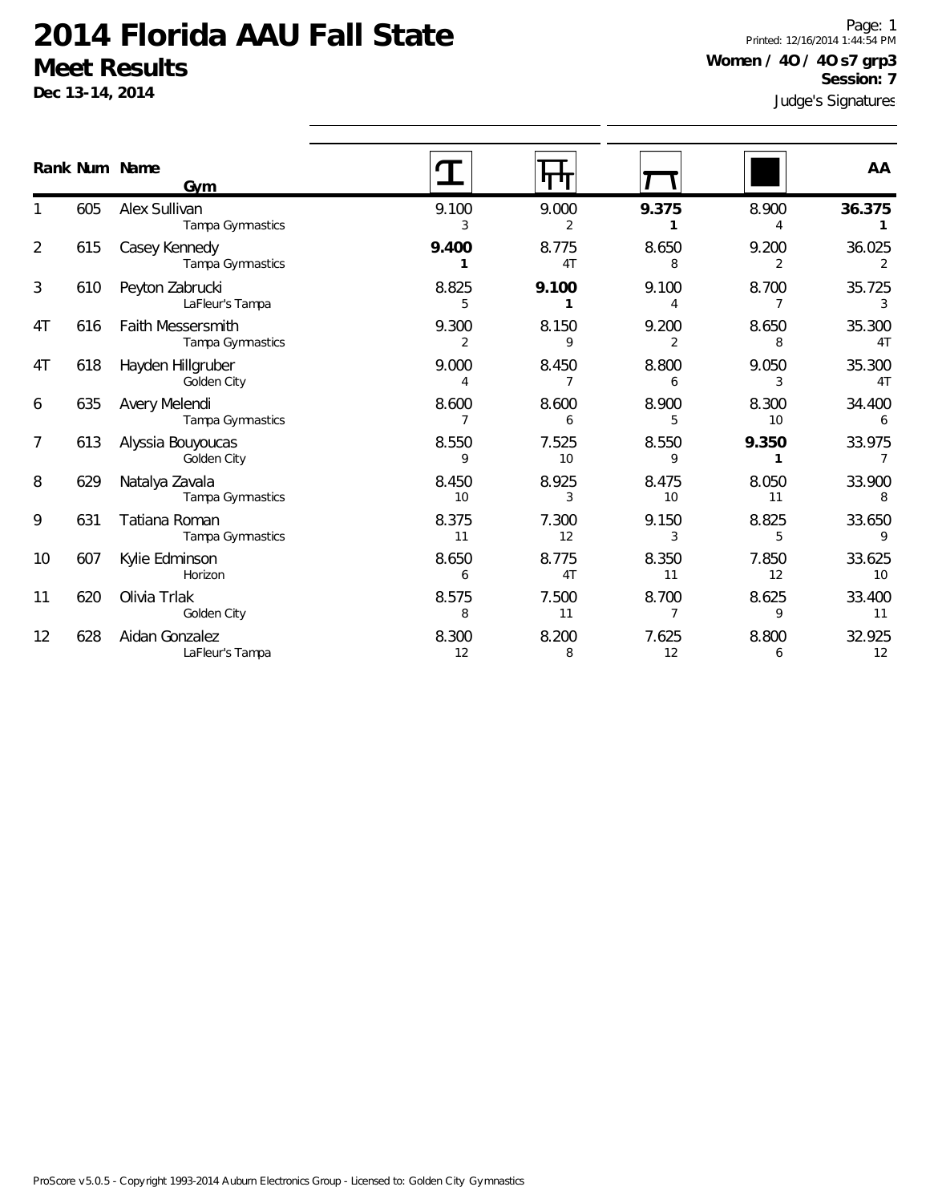# 2014 Florida AAU Fall State

## Meet Results

**Dec 13-14, 2014**

Page: 1
Printed: 12/16/2014 1:44:54 PM

**Women / 4O / 4O s7 grp3**
**Session: 7**

Judge's Signatures

| Rank | Num | Name / Gym | Vault | Bars | Beam | Floor | AA |
|---|---|---|---|---|---|---|---|
| 1 | 605 | Alex Sullivan / Tampa Gymnastics | 9.100 (3) | 9.000 (2) | **9.375 (1)** | 8.900 (4) | **36.375 (1)** |
| 2 | 615 | Casey Kennedy / Tampa Gymnastics | **9.400 (1)** | 8.775 (4T) | 8.650 (8) | 9.200 (2) | 36.025 (2) |
| 3 | 610 | Peyton Zabrucki / LaFleur's Tampa | 8.825 (5) | **9.100 (1)** | 9.100 (4) | 8.700 (7) | 35.725 (3) |
| 4T | 616 | Faith Messersmith / Tampa Gymnastics | 9.300 (2) | 8.150 (9) | 9.200 (2) | 8.650 (8) | 35.300 (4T) |
| 4T | 618 | Hayden Hillgruber / Golden City | 9.000 (4) | 8.450 (7) | 8.800 (6) | 9.050 (3) | 35.300 (4T) |
| 6 | 635 | Avery Melendi / Tampa Gymnastics | 8.600 (7) | 8.600 (6) | 8.900 (5) | 8.300 (10) | 34.400 (6) |
| 7 | 613 | Alyssia Bouyoucas / Golden City | 8.550 (9) | 7.525 (10) | 8.550 (9) | **9.350 (1)** | 33.975 (7) |
| 8 | 629 | Natalya Zavala / Tampa Gymnastics | 8.450 (10) | 8.925 (3) | 8.475 (10) | 8.050 (11) | 33.900 (8) |
| 9 | 631 | Tatiana Roman / Tampa Gymnastics | 8.375 (11) | 7.300 (12) | 9.150 (3) | 8.825 (5) | 33.650 (9) |
| 10 | 607 | Kylie Edminson / Horizon | 8.650 (6) | 8.775 (4T) | 8.350 (11) | 7.850 (12) | 33.625 (10) |
| 11 | 620 | Olivia Trlak / Golden City | 8.575 (8) | 7.500 (11) | 8.700 (7) | 8.625 (9) | 33.400 (11) |
| 12 | 628 | Aidan Gonzalez / LaFleur's Tampa | 8.300 (12) | 8.200 (8) | 7.625 (12) | 8.800 (6) | 32.925 (12) |

ProScore v5.0.5 - Copyright 1993-2014 Auburn Electronics Group - Licensed to: Golden City Gymnastics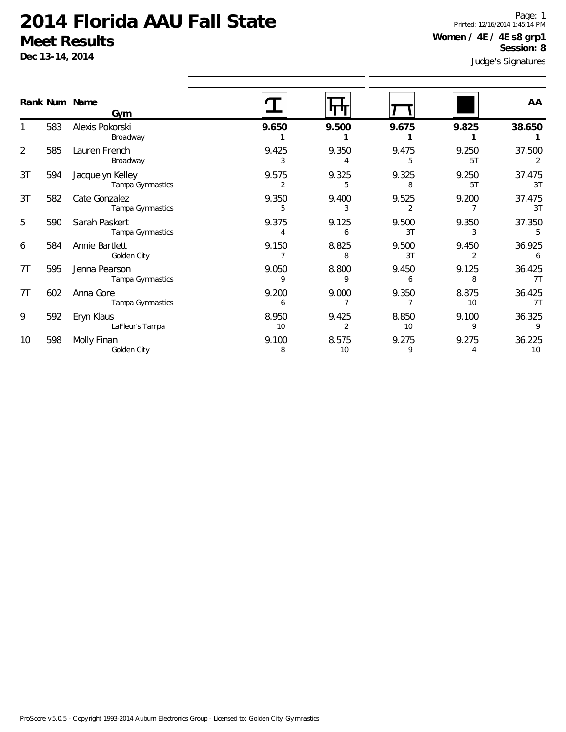# 2014 Florida AAU Fall State

## Meet Results

**Dec 13-14, 2014**

Printed: 12/16/2014 1:45:14 PM

**Women / 4E / 4E s8 grp1**

**Session: 8**

Judge's Signatures

| Rank | Num | Name / Gym | Vault | Bars | Beam | Floor | AA |
|---|---|---|---|---|---|---|---|
| 1 | 583 | Alexis Pokorski<br>Broadway | **9.650**<br>**1** | **9.500**<br>**1** | **9.675**<br>**1** | **9.825**<br>**1** | **38.650**<br>**1** |
| 2 | 585 | Lauren French<br>Broadway | 9.425<br>3 | 9.350<br>4 | 9.475<br>5 | 9.250<br>5T | 37.500<br>2 |
| 3T | 594 | Jacquelyn Kelley<br>Tampa Gymnastics | 9.575<br>2 | 9.325<br>5 | 9.325<br>8 | 9.250<br>5T | 37.475<br>3T |
| 3T | 582 | Cate Gonzalez<br>Tampa Gymnastics | 9.350<br>5 | 9.400<br>3 | 9.525<br>2 | 9.200<br>7 | 37.475<br>3T |
| 5 | 590 | Sarah Paskert<br>Tampa Gymnastics | 9.375<br>4 | 9.125<br>6 | 9.500<br>3T | 9.350<br>3 | 37.350<br>5 |
| 6 | 584 | Annie Bartlett<br>Golden City | 9.150<br>7 | 8.825<br>8 | 9.500<br>3T | 9.450<br>2 | 36.925<br>6 |
| 7T | 595 | Jenna Pearson<br>Tampa Gymnastics | 9.050<br>9 | 8.800<br>9 | 9.450<br>6 | 9.125<br>8 | 36.425<br>7T |
| 7T | 602 | Anna Gore<br>Tampa Gymnastics | 9.200<br>6 | 9.000<br>7 | 9.350<br>7 | 8.875<br>10 | 36.425<br>7T |
| 9 | 592 | Eryn Klaus<br>LaFleur's Tampa | 8.950<br>10 | 9.425<br>2 | 8.850<br>10 | 9.100<br>9 | 36.325<br>9 |
| 10 | 598 | Molly Finan<br>Golden City | 9.100<br>8 | 8.575<br>10 | 9.275<br>9 | 9.275<br>4 | 36.225<br>10 |

ProScore v5.0.5 - Copyright 1993-2014 Auburn Electronics Group - Licensed to: Golden City Gymnastics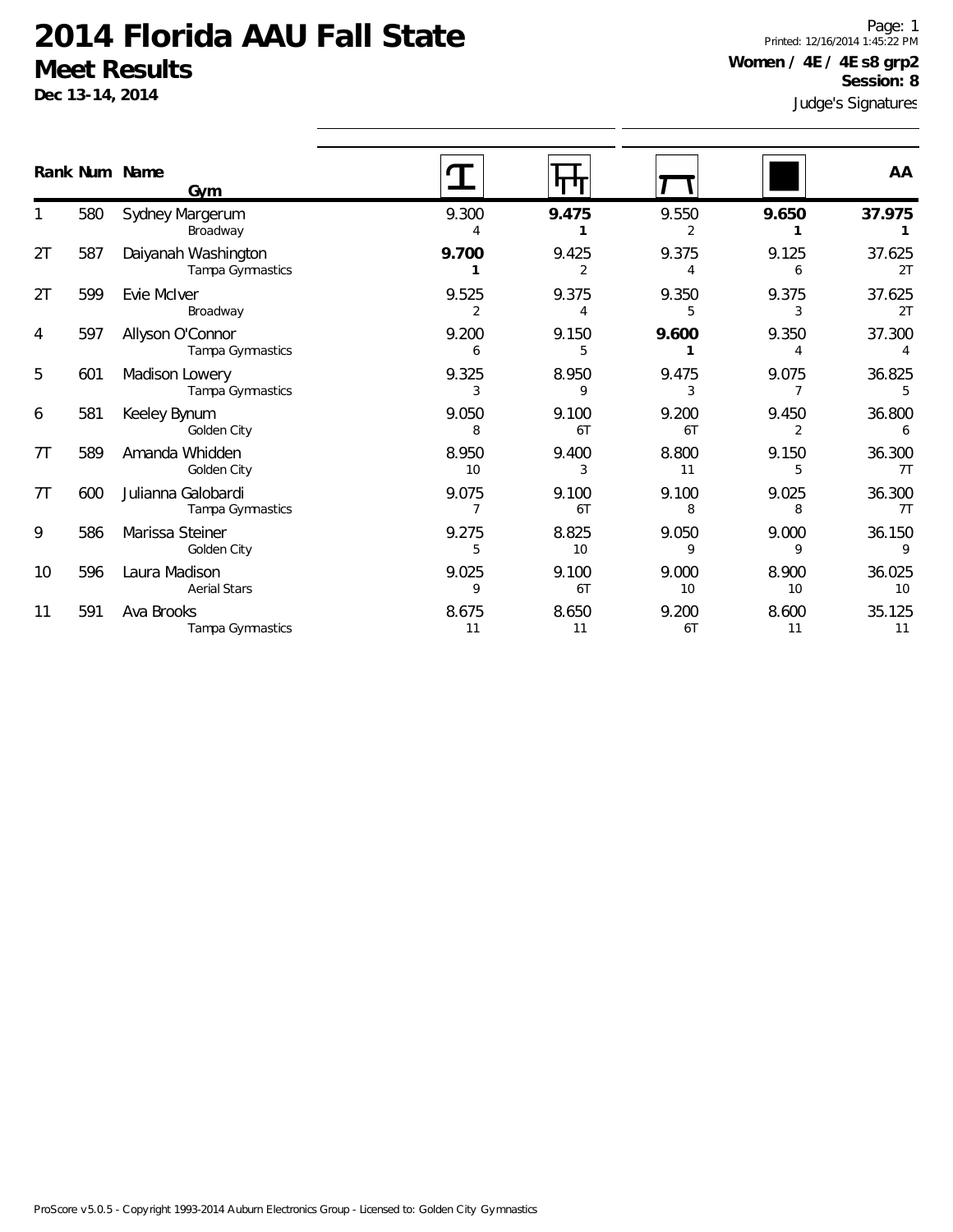# 2014 Florida AAU Fall State

## Meet Results

**Dec 13-14, 2014**

Printed: 12/16/2014 1:45:22 PM

**Women / 4E / 4E s8 grp2**

**Session: 8**

Judge's Signatures

| Rank | Num | Name / Gym | Vault | Bars | Beam | Floor | AA |
|---|---|---|---|---|---|---|---|
| 1 | 580 | Sydney Margerum<br>Broadway | 9.300<br>4 | **9.475**<br>**1** | 9.550<br>2 | **9.650**<br>**1** | **37.975**<br>**1** |
| 2T | 587 | Daiyanah Washington<br>Tampa Gymnastics | **9.700**<br>**1** | 9.425<br>2 | 9.375<br>4 | 9.125<br>6 | 37.625<br>2T |
| 2T | 599 | Evie McIver<br>Broadway | 9.525<br>2 | 9.375<br>4 | 9.350<br>5 | 9.375<br>3 | 37.625<br>2T |
| 4 | 597 | Allyson O'Connor<br>Tampa Gymnastics | 9.200<br>6 | 9.150<br>5 | **9.600**<br>**1** | 9.350<br>4 | 37.300<br>4 |
| 5 | 601 | Madison Lowery<br>Tampa Gymnastics | 9.325<br>3 | 8.950<br>9 | 9.475<br>3 | 9.075<br>7 | 36.825<br>5 |
| 6 | 581 | Keeley Bynum<br>Golden City | 9.050<br>8 | 9.100<br>6T | 9.200<br>6T | 9.450<br>2 | 36.800<br>6 |
| 7T | 589 | Amanda Whidden<br>Golden City | 8.950<br>10 | 9.400<br>3 | 8.800<br>11 | 9.150<br>5 | 36.300<br>7T |
| 7T | 600 | Julianna Galobardi<br>Tampa Gymnastics | 9.075<br>7 | 9.100<br>6T | 9.100<br>8 | 9.025<br>8 | 36.300<br>7T |
| 9 | 586 | Marissa Steiner<br>Golden City | 9.275<br>5 | 8.825<br>10 | 9.050<br>9 | 9.000<br>9 | 36.150<br>9 |
| 10 | 596 | Laura Madison<br>Aerial Stars | 9.025<br>9 | 9.100<br>6T | 9.000<br>10 | 8.900<br>10 | 36.025<br>10 |
| 11 | 591 | Ava Brooks<br>Tampa Gymnastics | 8.675<br>11 | 8.650<br>11 | 9.200<br>6T | 8.600<br>11 | 35.125<br>11 |

ProScore v5.0.5 - Copyright 1993-2014 Auburn Electronics Group - Licensed to: Golden City Gymnastics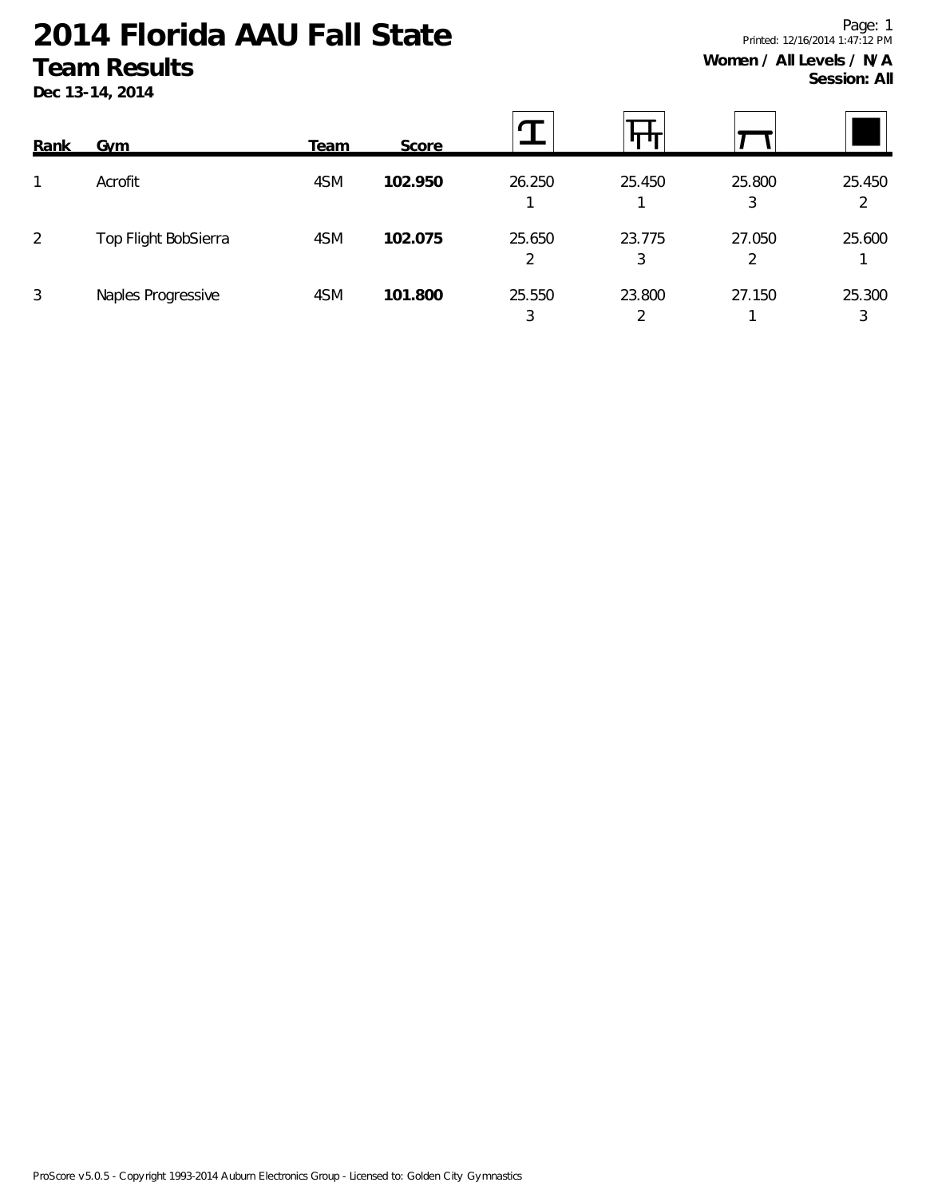# 2014 Florida AAU Fall State

## Team Results

**Dec 13-14, 2014**

**Women / All Levels / N/A**
**Session: All**

| Rank | Gym | Team | Score | Vault | Bars | Beam | Floor |
|---|---|---|---|---|---|---|---|
| 1 | Acrofit | 4SM | **102.950** | 26.250<br>1 | 25.450<br>1 | 25.800<br>3 | 25.450<br>2 |
| 2 | Top Flight BobSierra | 4SM | **102.075** | 25.650<br>2 | 23.775<br>3 | 27.050<br>2 | 25.600<br>1 |
| 3 | Naples Progressive | 4SM | **101.800** | 25.550<br>3 | 23.800<br>2 | 27.150<br>1 | 25.300<br>3 |

ProScore v5.0.5 - Copyright 1993-2014 Auburn Electronics Group - Licensed to: Golden City Gymnastics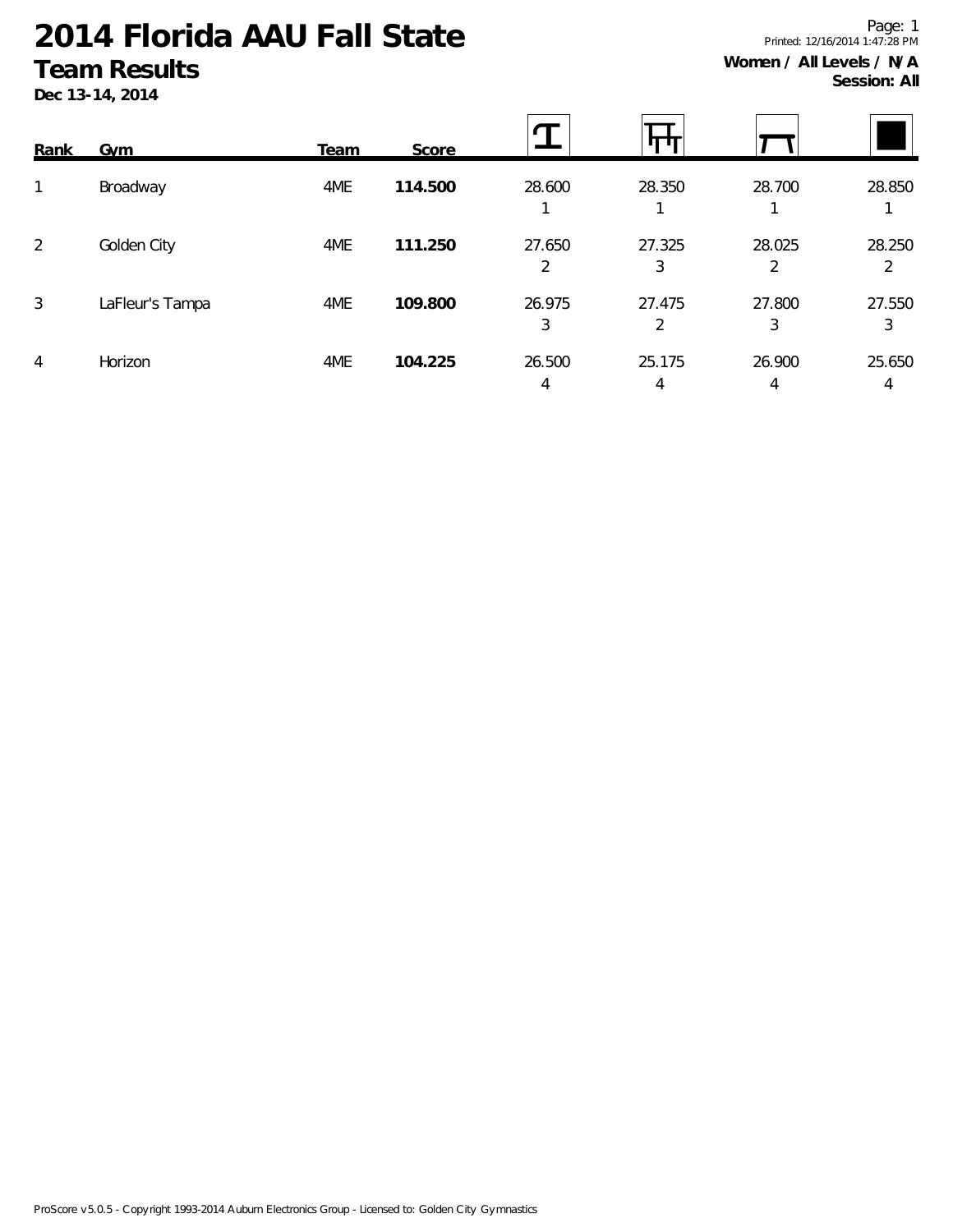# 2014 Florida AAU Fall State

## Team Results

**Dec 13-14, 2014**

**Women / All Levels / N/A**
**Session: All**

| Rank | Gym | Team | Score | Vault | Bars | Beam | Floor |
|---|---|---|---|---|---|---|---|
| 1 | Broadway | 4ME | **114.500** | 28.600<br>1 | 28.350<br>1 | 28.700<br>1 | 28.850<br>1 |
| 2 | Golden City | 4ME | **111.250** | 27.650<br>2 | 27.325<br>3 | 28.025<br>2 | 28.250<br>2 |
| 3 | LaFleur's Tampa | 4ME | **109.800** | 26.975<br>3 | 27.475<br>2 | 27.800<br>3 | 27.550<br>3 |
| 4 | Horizon | 4ME | **104.225** | 26.500<br>4 | 25.175<br>4 | 26.900<br>4 | 25.650<br>4 |

ProScore v5.0.5 - Copyright 1993-2014 Auburn Electronics Group - Licensed to: Golden City Gymnastics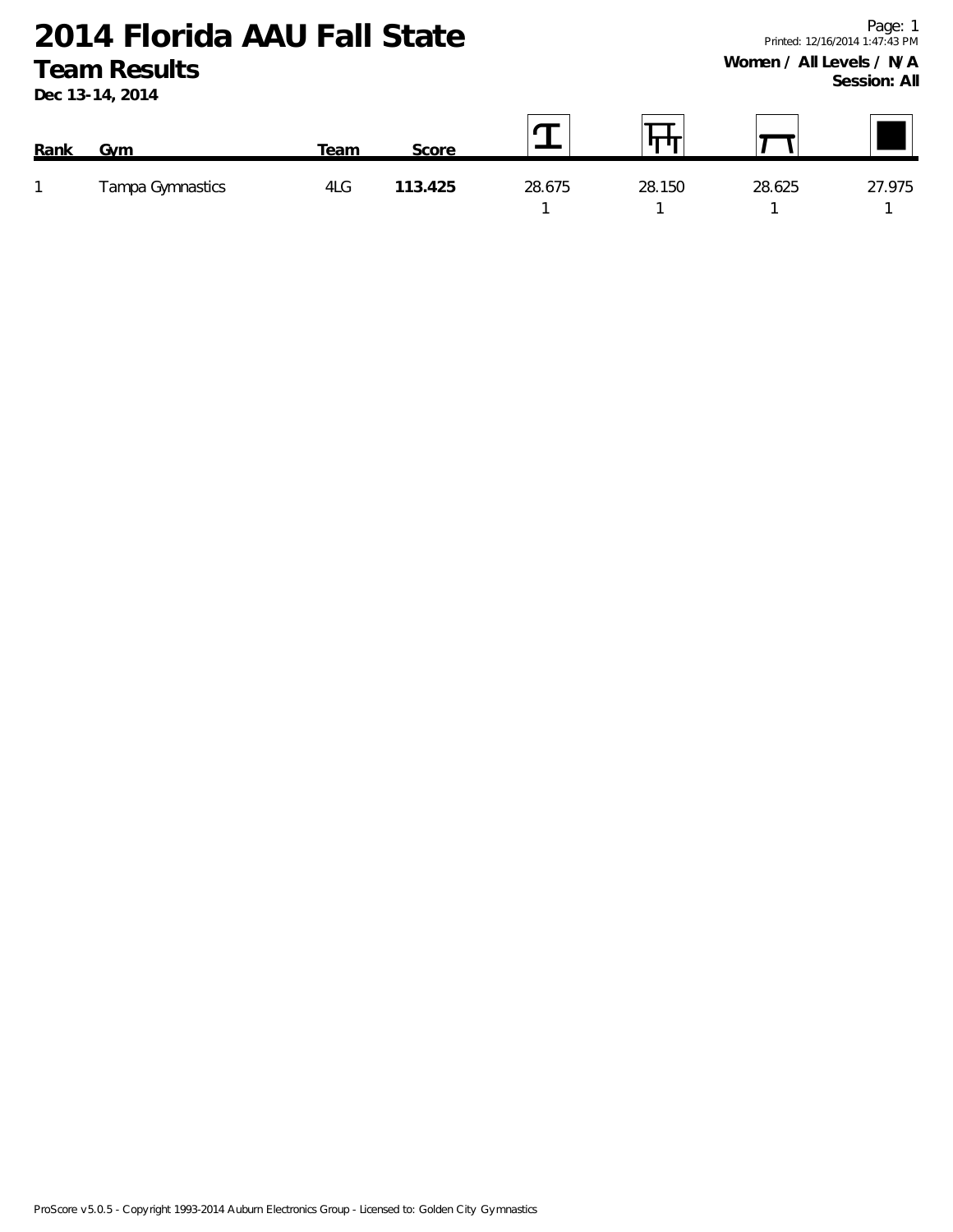# 2014 Florida AAU Fall State

## Team Results

**Dec 13-14, 2014**

Printed: 12/16/2014 1:47:43 PM

**Women / All Levels / N/A**

**Session: All**

| Rank | Gym | Team | Score | Vault | Bars | Beam | Floor |
|---|---|---|---|---|---|---|---|
| 1 | Tampa Gymnastics | 4LG | **113.425** | 28.675<br>1 | 28.150<br>1 | 28.625<br>1 | 27.975<br>1 |

ProScore v5.0.5 - Copyright 1993-2014 Auburn Electronics Group - Licensed to: Golden City Gymnastics